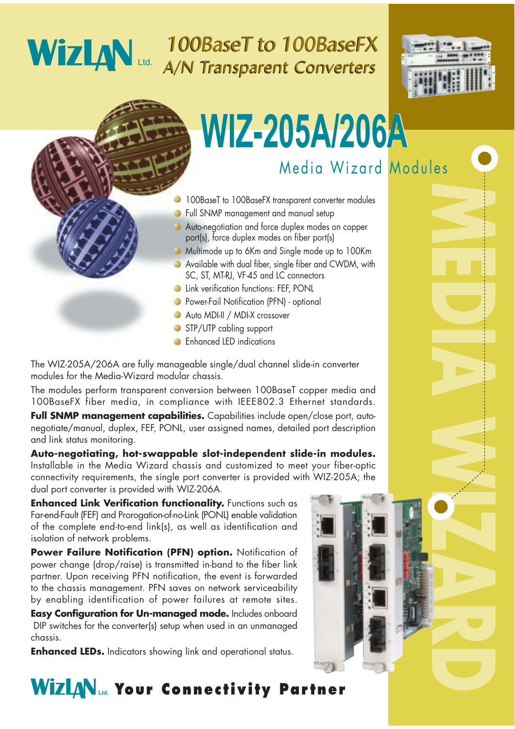WizLAN Ltd.

# 100BaseT to 100BaseFX A/N Transparent Converters

# WIZ-205A/206A

## Media Wizard Modules

- 100BaseT to 100BaseFX transparent converter modules
- Full SNMP management and manual setup
- Auto-negotiation and force duplex modes on copper port(s), force duplex modes on fiber port(s)
- Multimode up to 6Km and Single mode up to 100Km
- Available with dual fiber, single fiber and CWDM, with SC, ST, MT-RJ, VF-45 and LC connectors
- Link verification functions: FEF, PONL
- Power-Fail Notification (PFN) - optional
- Auto MDI-II / MDI-X crossover
- STP/UTP cabling support
- Enhanced LED indications

The WIZ-205A/206A are fully manageable single/dual channel slide-in converter modules for the Media-Wizard modular chassis.

The modules perform transparent conversion between 100BaseT copper media and 100BaseFX fiber media, in compliance with IEEE802.3 Ethernet standards.

**Full SNMP management capabilities.** Capabilities include open/close port, auto-negotiate/manual, duplex, FEF, PONL, user assigned names, detailed port description and link status monitoring.

**Auto-negotiating, hot-swappable slot-independent slide-in modules.** Installable in the Media Wizard chassis and customized to meet your fiber-optic connectivity requirements, the single port converter is provided with WIZ-205A; the dual port converter is provided with WIZ-206A.

**Enhanced Link Verification functionality.** Functions such as Far-end-Fault (FEF) and Prorogation-of-no-Link (PONL) enable validation of the complete end-to-end link(s), as well as identification and isolation of network problems.

**Power Failure Notification (PFN) option.** Notification of power change (drop/raise) is transmitted in-band to the fiber link partner. Upon receiving PFN notification, the event is forwarded to the chassis management. PFN saves on network serviceability by enabling identification of power failures at remote sites.

**Easy Configuration for Un-managed mode.** Includes onboard DIP switches for the converter(s) setup when used in an unmanaged chassis.

**Enhanced LEDs.** Indicators showing link and operational status.

MEDIA WIZARD

WizLAN Ltd. **Your Connectivity Partner**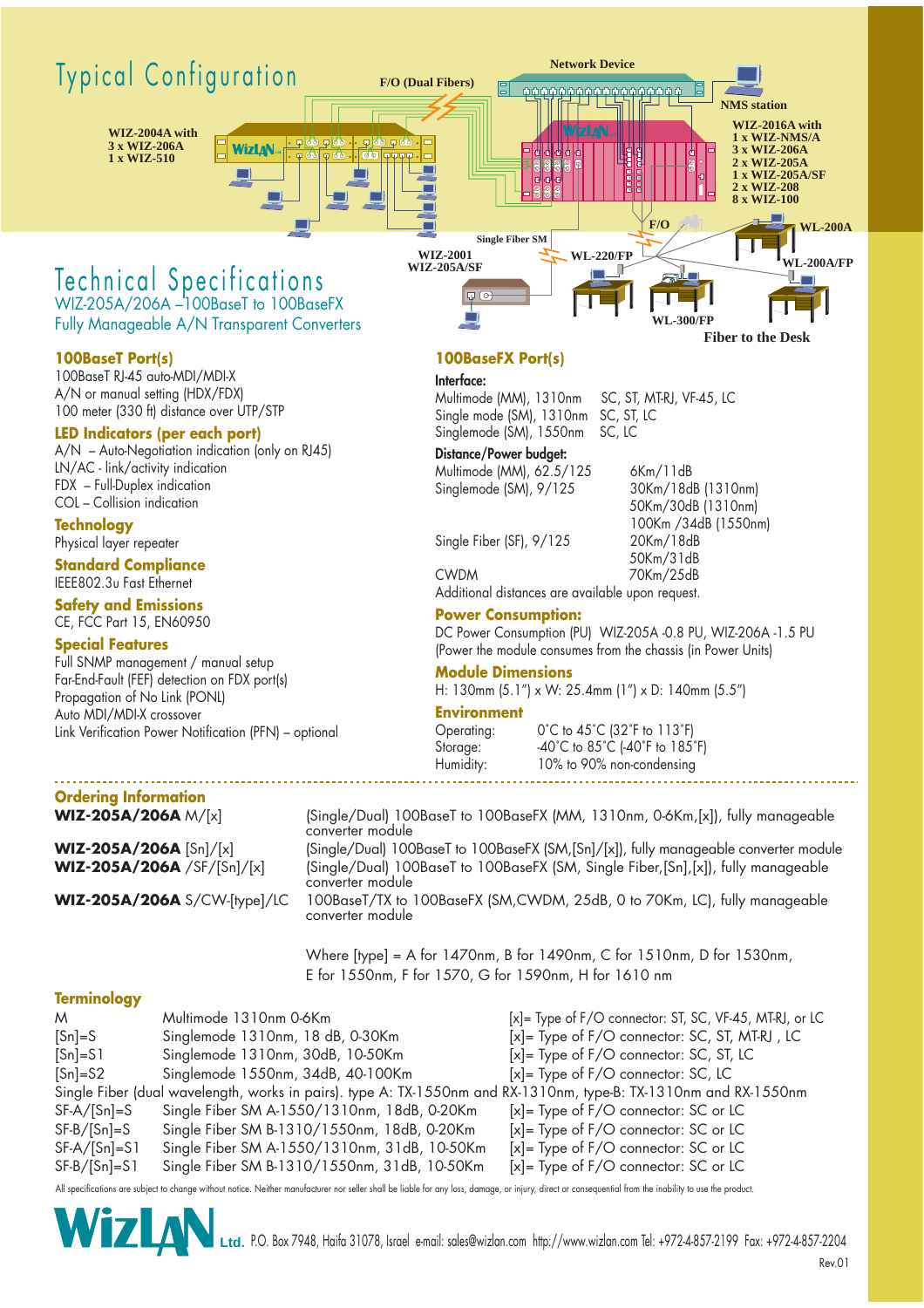# Typical Configuration

F/O (Dual Fibers)

Network Device

NMS station

WIZ-2004A with
3 x WIZ-206A
1 x WIZ-510

WIZ-2016A with
1 x WIZ-NMS/A
3 x WIZ-206A
2 x WIZ-205A
1 x WIZ-205A/SF
2 x WIZ-208
8 x WIZ-100

F/O

WL-200A

Single Fiber SM

WIZ-2001
WIZ-205A/SF

WL-220/FP

WL-200A/FP

WL-300/FP

Fiber to the Desk

# Technical Specifications

## WIZ-205A/206A –100BaseT to 100BaseFX Fully Manageable A/N Transparent Converters

### 100BaseT Port(s)

100BaseT RJ-45 auto-MDI/MDI-X
A/N or manual setting (HDX/FDX)
100 meter (330 ft) distance over UTP/STP

### LED Indicators (per each port)

A/N – Auto-Negotiation indication (only on RJ45)
LN/AC - link/activity indication
FDX – Full-Duplex indication
COL – Collision indication

### Technology

Physical layer repeater

### Standard Compliance

IEEE802.3u Fast Ethernet

### Safety and Emissions

CE, FCC Part 15, EN60950

### Special Features

Full SNMP management / manual setup
Far-End-Fault (FEF) detection on FDX port(s)
Propagation of No Link (PONL)
Auto MDI/MDI-X crossover
Link Verification Power Notification (PFN) – optional

### 100BaseFX Port(s)

**Interface:**

| | |
|---|---|
| Multimode (MM), 1310nm | SC, ST, MT-RJ, VF-45, LC |
| Single mode (SM), 1310nm | SC, ST, LC |
| Singlemode (SM), 1550nm | SC, LC |

**Distance/Power budget:**

| | |
|---|---|
| Multimode (MM), 62.5/125 | 6Km/11dB |
| Singlemode (SM), 9/125 | 30Km/18dB (1310nm) |
| | 50Km/30dB (1310nm) |
| | 100Km /34dB (1550nm) |
| Single Fiber (SF), 9/125 | 20Km/18dB |
| | 50Km/31dB |
| CWDM | 70Km/25dB |

Additional distances are available upon request.

### Power Consumption:

DC Power Consumption (PU) WIZ-205A -0.8 PU, WIZ-206A -1.5 PU
(Power the module consumes from the chassis (in Power Units)

### Module Dimensions

H: 130mm (5.1") x W: 25.4mm (1") x D: 140mm (5.5")

### Environment

| | |
|---|---|
| Operating: | 0°C to 45°C (32°F to 113°F) |
| Storage: | -40°C to 85°C (-40°F to 185°F) |
| Humidity: | 10% to 90% non-condensing |

### Ordering Information

| | |
|---|---|
| **WIZ-205A/206A** M/[x] | (Single/Dual) 100BaseT to 100BaseFX (MM, 1310nm, 0-6Km,[x]), fully manageable converter module |
| **WIZ-205A/206A** [Sn]/[x] | (Single/Dual) 100BaseT to 100BaseFX (SM,[Sn]/[x]), fully manageable converter module |
| **WIZ-205A/206A** /SF/[Sn]/[x] | (Single/Dual) 100BaseT to 100BaseFX (SM, Single Fiber,[Sn],[x]), fully manageable converter module |
| **WIZ-205A/206A** S/CW-[type]/LC | 100BaseT/TX to 100BaseFX (SM,CWDM, 25dB, 0 to 70Km, LC), fully manageable converter module |

Where [type] = A for 1470nm, B for 1490nm, C for 1510nm, D for 1530nm, E for 1550nm, F for 1570, G for 1590nm, H for 1610 nm

### Terminology

| | | |
|---|---|---|
| M | Multimode 1310nm 0-6Km | [x]= Type of F/O connector: ST, SC, VF-45, MT-RJ, or LC |
| [Sn]=S | Singlemode 1310nm, 18 dB, 0-30Km | [x]= Type of F/O connector: SC, ST, MT-RJ , LC |
| [Sn]=S1 | Singlemode 1310nm, 30dB, 10-50Km | [x]= Type of F/O connector: SC, ST, LC |
| [Sn]=S2 | Singlemode 1550nm, 34dB, 40-100Km | [x]= Type of F/O connector: SC, LC |

Single Fiber (dual wavelength, works in pairs). type A: TX-1550nm and RX-1310nm, type-B: TX-1310nm and RX-1550nm

| | | |
|---|---|---|
| SF-A/[Sn]=S | Single Fiber SM A-1550/1310nm, 18dB, 0-20Km | [x]= Type of F/O connector: SC or LC |
| SF-B/[Sn]=S | Single Fiber SM B-1310/1550nm, 18dB, 0-20Km | [x]= Type of F/O connector: SC or LC |
| SF-A/[Sn]=S1 | Single Fiber SM A-1550/1310nm, 31dB, 10-50Km | [x]= Type of F/O connector: SC or LC |
| SF-B/[Sn]=S1 | Single Fiber SM B-1310/1550nm, 31dB, 10-50Km | [x]= Type of F/O connector: SC or LC |

All specifications are subject to change without notice. Neither manufacturer nor seller shall be liable for any loss, damage, or injury, direct or consequential from the inability to use the product.

**WizLAN Ltd.** P.O. Box 7948, Haifa 31078, Israel e-mail: sales@wizlan.com http://www.wizlan.com Tel: +972-4-857-2199 Fax: +972-4-857-2204

Rev.01